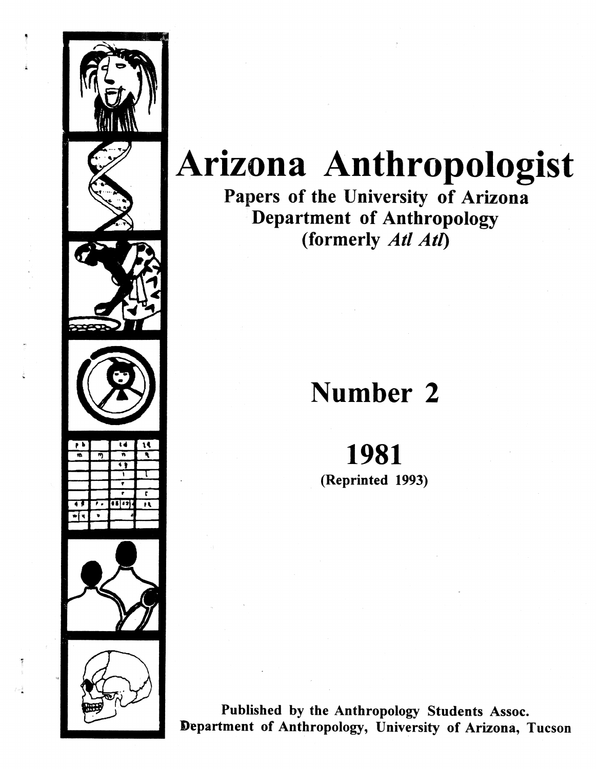# Arizona Anthropologist

## Papers of the University of Arizona Department of Anthropology (formerly *Atl Atl*)

## Number 2

## 1981

**(Reprinted 1993)**

**Published by the Anthropology Students Assoc.**
**Department of Anthropology, University of Arizona, Tucson**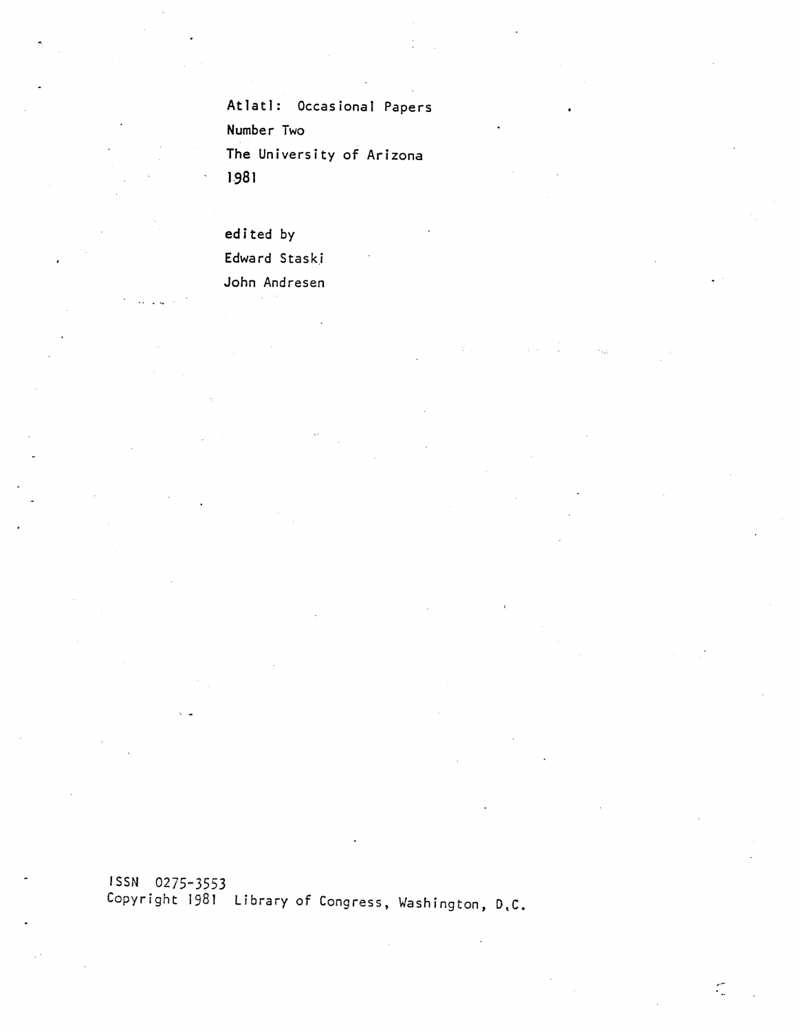Atlatl: Occasional Papers

Number Two

The University of Arizona

1981

edited by

Edward Staski

John Andresen

ISSN 0275-3553

Copyright 1981 Library of Congress, Washington, D.C.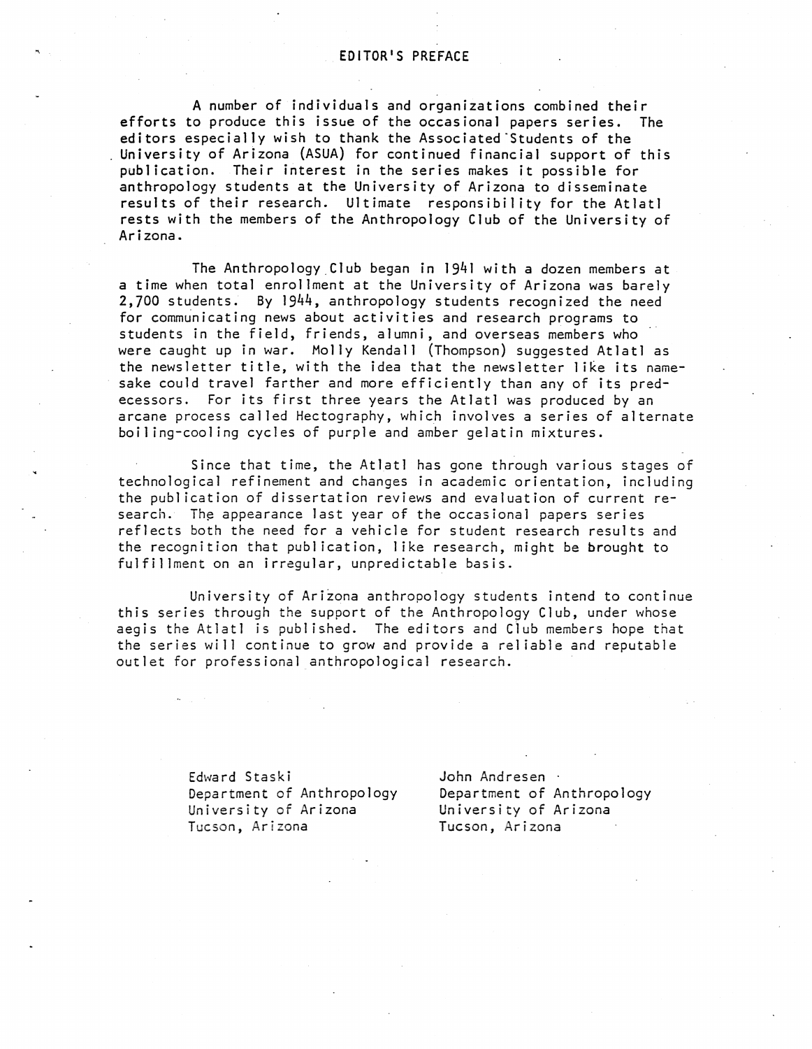# EDITOR'S PREFACE

A number of individuals and organizations combined their efforts to produce this issue of the occasional papers series. The editors especially wish to thank the Associated Students of the University of Arizona (ASUA) for continued financial support of this publication. Their interest in the series makes it possible for anthropology students at the University of Arizona to disseminate results of their research. Ultimate responsibility for the Atlatl rests with the members of the Anthropology Club of the University of Arizona.

The Anthropology Club began in 1941 with a dozen members at a time when total enrollment at the University of Arizona was barely 2,700 students. By 1944, anthropology students recognized the need for communicating news about activities and research programs to students in the field, friends, alumni, and overseas members who were caught up in war. Molly Kendall (Thompson) suggested Atlatl as the newsletter title, with the idea that the newsletter like its namesake could travel farther and more efficiently than any of its predecessors. For its first three years the Atlatl was produced by an arcane process called Hectography, which involves a series of alternate boiling-cooling cycles of purple and amber gelatin mixtures.

Since that time, the Atlatl has gone through various stages of technological refinement and changes in academic orientation, including the publication of dissertation reviews and evaluation of current research. The appearance last year of the occasional papers series reflects both the need for a vehicle for student research results and the recognition that publication, like research, might be brought to fulfillment on an irregular, unpredictable basis.

University of Arizona anthropology students intend to continue this series through the support of the Anthropology Club, under whose aegis the Atlatl is published. The editors and Club members hope that the series will continue to grow and provide a reliable and reputable outlet for professional anthropological research.

Edward Staski
Department of Anthropology
University of Arizona
Tucson, Arizona

John Andresen
Department of Anthropology
University of Arizona
Tucson, Arizona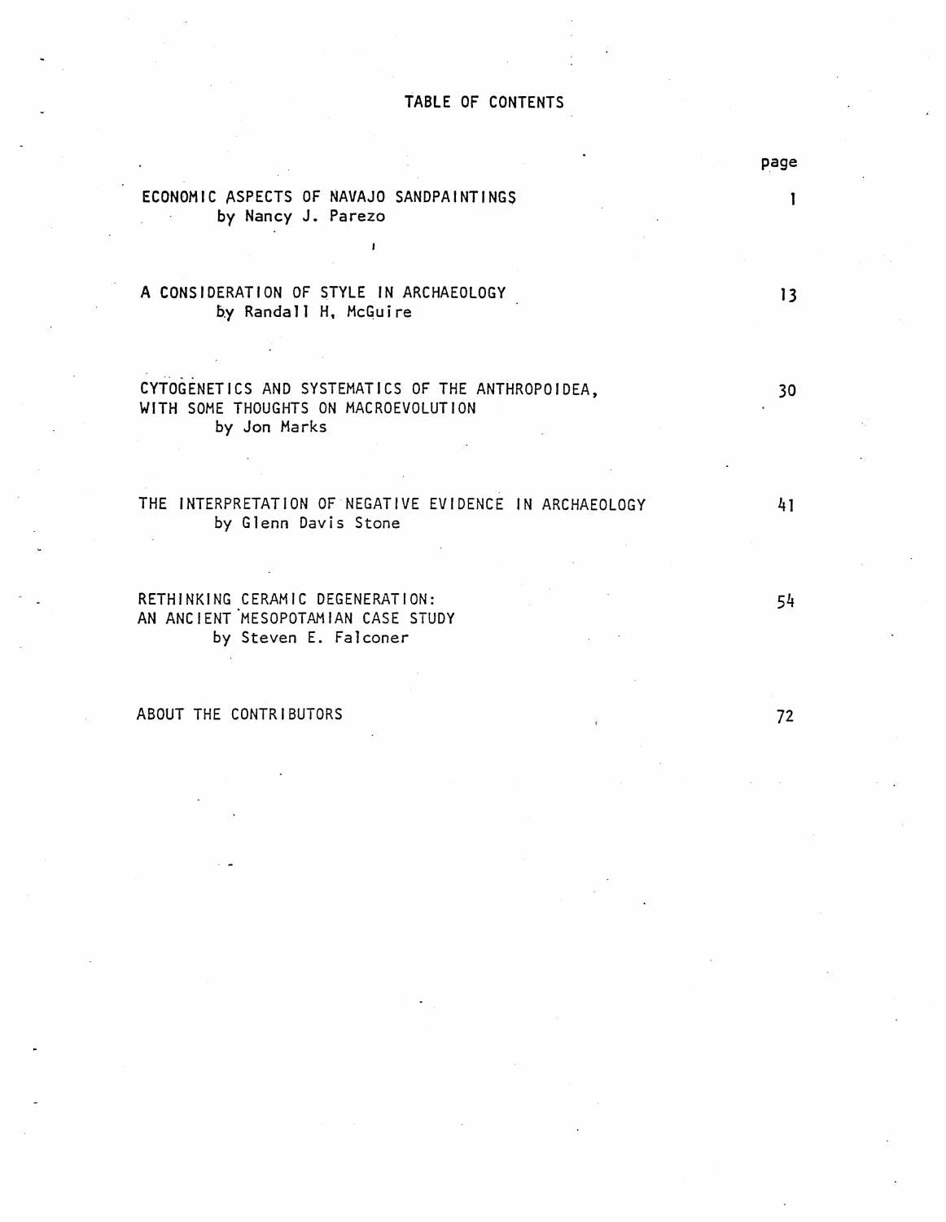# TABLE OF CONTENTS

| | page |
|---|---|
| ECONOMIC ASPECTS OF NAVAJO SANDPAINTINGS<br>by Nancy J. Parezo | 1 |
| A CONSIDERATION OF STYLE IN ARCHAEOLOGY<br>by Randall H. McGuire | 13 |
| CYTOGENETICS AND SYSTEMATICS OF THE ANTHROPOIDEA, WITH SOME THOUGHTS ON MACROEVOLUTION<br>by Jon Marks | 30 |
| THE INTERPRETATION OF NEGATIVE EVIDENCE IN ARCHAEOLOGY<br>by Glenn Davis Stone | 41 |
| RETHINKING CERAMIC DEGENERATION: AN ANCIENT MESOPOTAMIAN CASE STUDY<br>by Steven E. Falconer | 54 |
| ABOUT THE CONTRIBUTORS | 72 |